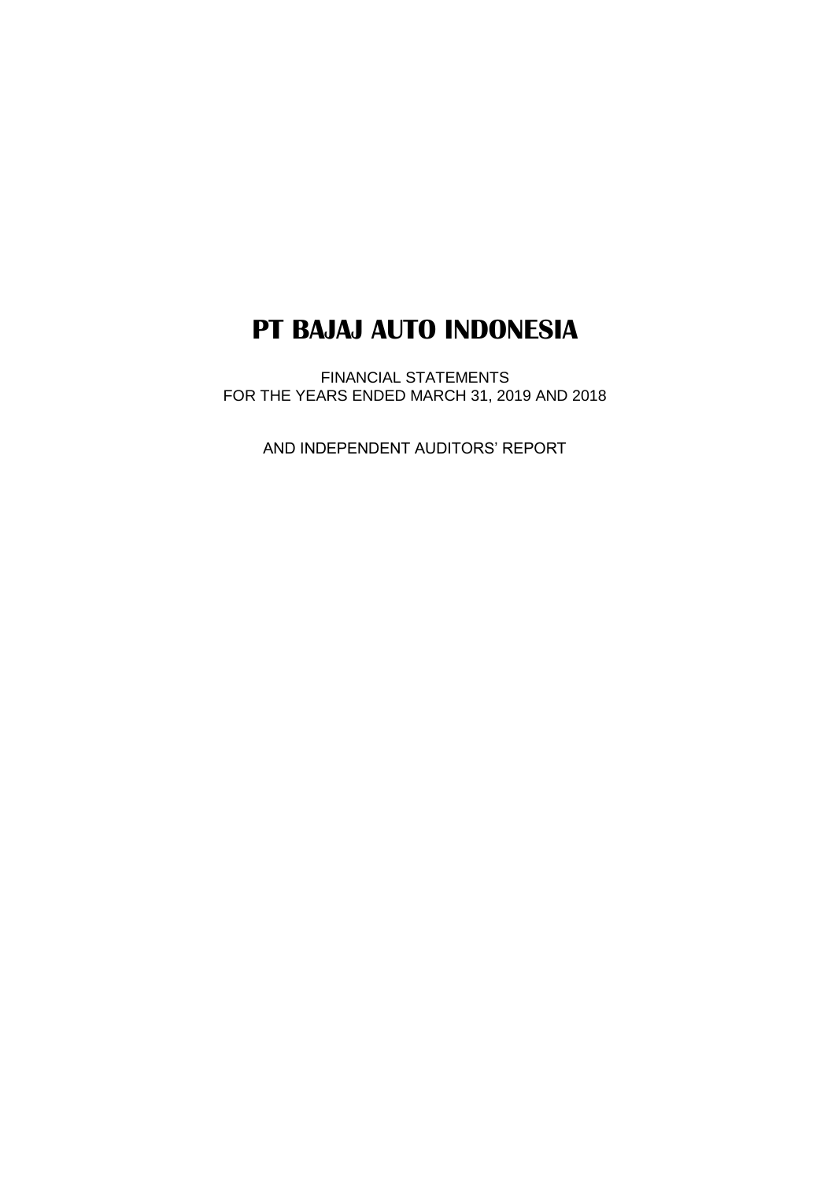# PT BAJAJ AUTO INDONESIA

FINANCIAL STATEMENTS
FOR THE YEARS ENDED MARCH 31, 2019 AND 2018

AND INDEPENDENT AUDITORS' REPORT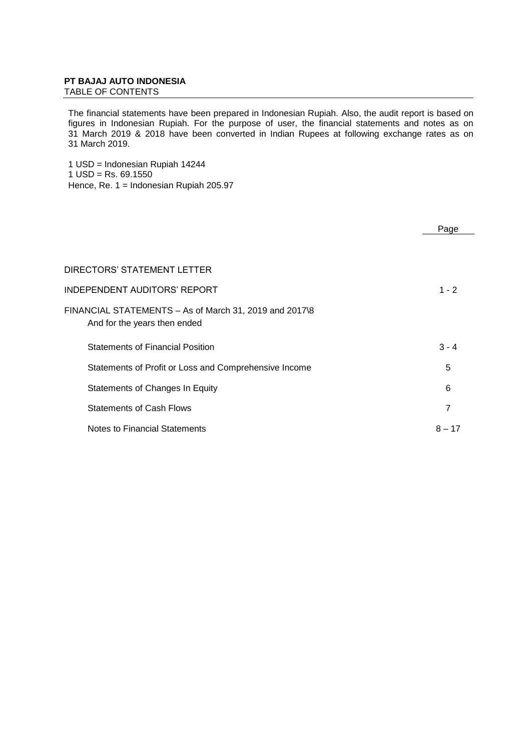**PT BAJAJ AUTO INDONESIA**
TABLE OF CONTENTS

The financial statements have been prepared in Indonesian Rupiah. Also, the audit report is based on figures in Indonesian Rupiah. For the purpose of user, the financial statements and notes as on 31 March 2019 & 2018 have been converted in Indian Rupees at following exchange rates as on 31 March 2019.

1 USD = Indonesian Rupiah 14244
1 USD = Rs. 69.1550
Hence, Re. 1 = Indonesian Rupiah 205.97

| | Page |
|---|---|
| DIRECTORS' STATEMENT LETTER | |
| INDEPENDENT AUDITORS' REPORT | 1 - 2 |
| FINANCIAL STATEMENTS – As of March 31, 2019 and 2017\8 And for the years then ended | |
| Statements of Financial Position | 3 - 4 |
| Statements of Profit or Loss and Comprehensive Income | 5 |
| Statements of Changes In Equity | 6 |
| Statements of Cash Flows | 7 |
| Notes to Financial Statements | 8 – 17 |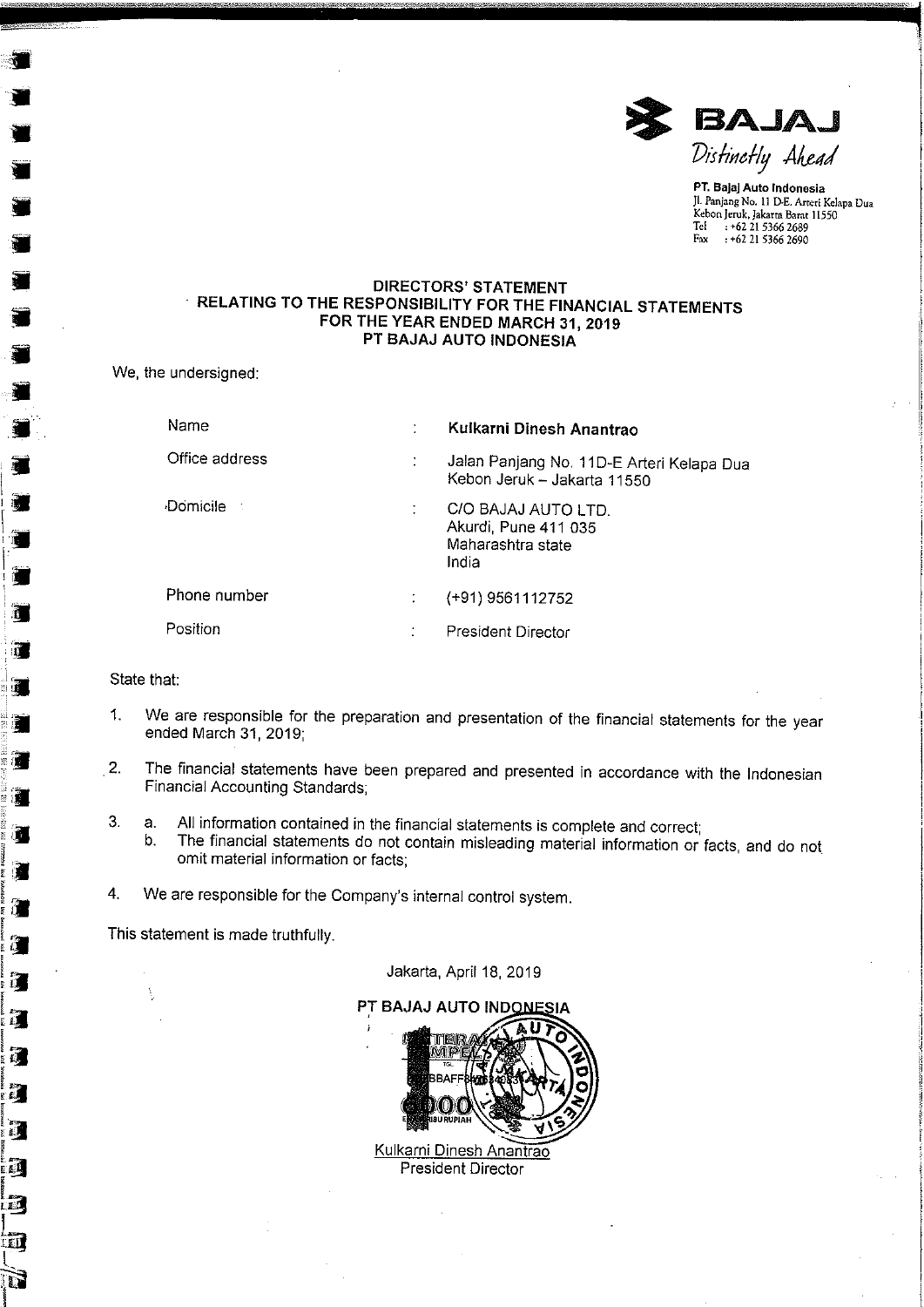**BAJAJ**
*Distinctly Ahead*

**PT. Bajaj Auto Indonesia**
Jl. Panjang No. 11 D-E. Arteri Kelapa Dua
Kebon Jeruk, Jakarta Barat 11550
Tel : +62 21 5366 2689
Fax : +62 21 5366 2690

## DIRECTORS' STATEMENT
## RELATING TO THE RESPONSIBILITY FOR THE FINANCIAL STATEMENTS
## FOR THE YEAR ENDED MARCH 31, 2019
## PT BAJAJ AUTO INDONESIA

We, the undersigned:

| | | |
|---|---|---|
| Name | : | **Kulkarni Dinesh Anantrao** |
| Office address | : | Jalan Panjang No. 11D-E Arteri Kelapa Dua Kebon Jeruk – Jakarta 11550 |
| Domicile | : | C/O BAJAJ AUTO LTD. Akurdi, Pune 411 035 Maharashtra state India |
| Phone number | : | (+91) 9561112752 |
| Position | : | President Director |

State that:

1. We are responsible for the preparation and presentation of the financial statements for the year ended March 31, 2019;
2. The financial statements have been prepared and presented in accordance with the Indonesian Financial Accounting Standards;
3. a. All information contained in the financial statements is complete and correct;
   b. The financial statements do not contain misleading material information or facts, and do not omit material information or facts;
4. We are responsible for the Company's internal control system.

This statement is made truthfully.

Jakarta, April 18, 2019

**PT BAJAJ AUTO INDONESIA**

Kulkarni Dinesh Anantrao
President Director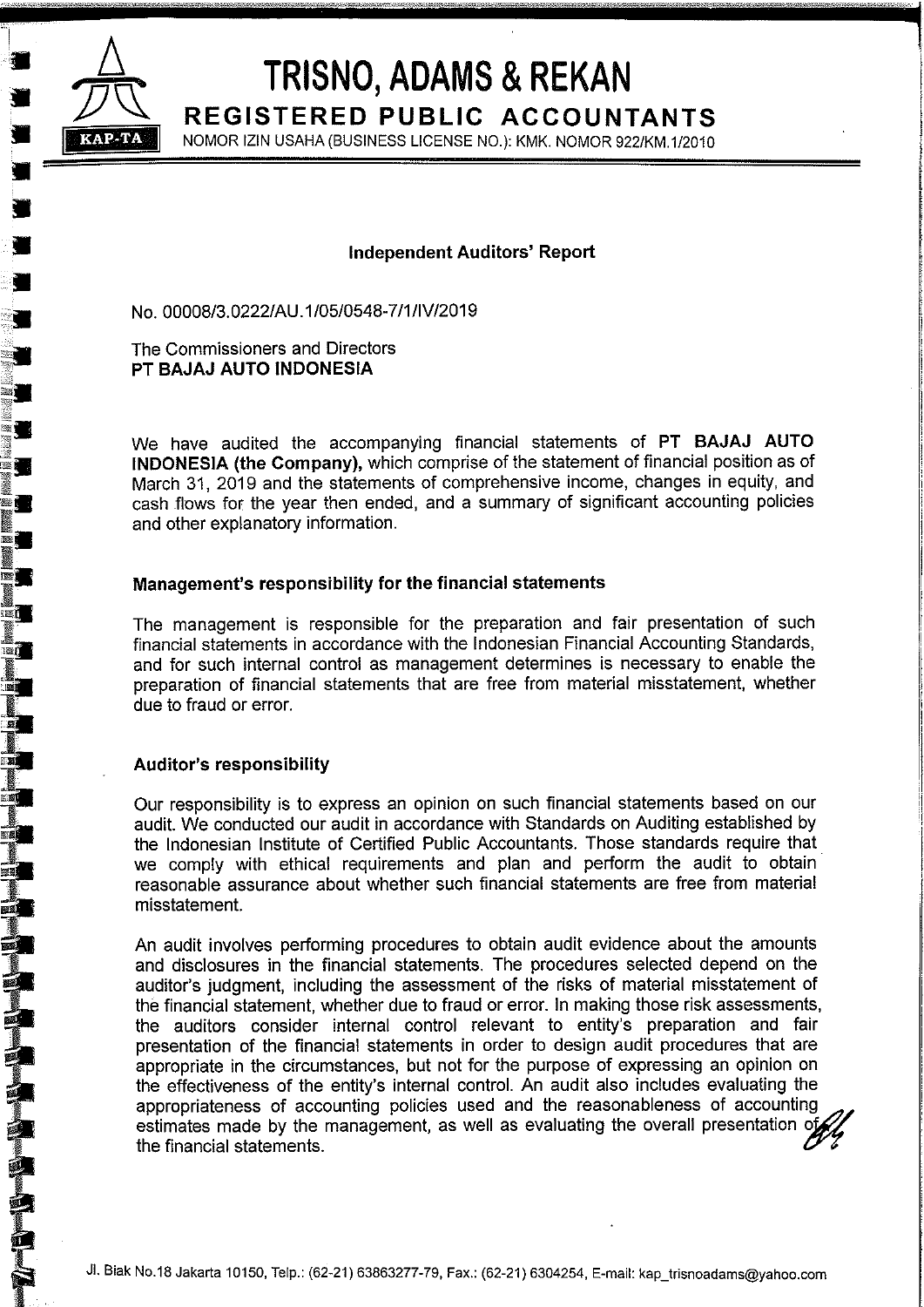# TRISNO, ADAMS & REKAN

**REGISTERED PUBLIC ACCOUNTANTS**

KAP-TA

NOMOR IZIN USAHA (BUSINESS LICENSE NO.): KMK. NOMOR 922/KM.1/2010

## Independent Auditors' Report

No. 00008/3.0222/AU.1/05/0548-7/1/IV/2019

The Commissioners and Directors
**PT BAJAJ AUTO INDONESIA**

We have audited the accompanying financial statements of **PT BAJAJ AUTO INDONESIA (the Company),** which comprise of the statement of financial position as of March 31, 2019 and the statements of comprehensive income, changes in equity, and cash flows for the year then ended, and a summary of significant accounting policies and other explanatory information.

### Management's responsibility for the financial statements

The management is responsible for the preparation and fair presentation of such financial statements in accordance with the Indonesian Financial Accounting Standards, and for such internal control as management determines is necessary to enable the preparation of financial statements that are free from material misstatement, whether due to fraud or error.

### Auditor's responsibility

Our responsibility is to express an opinion on such financial statements based on our audit. We conducted our audit in accordance with Standards on Auditing established by the Indonesian Institute of Certified Public Accountants. Those standards require that we comply with ethical requirements and plan and perform the audit to obtain reasonable assurance about whether such financial statements are free from material misstatement.

An audit involves performing procedures to obtain audit evidence about the amounts and disclosures in the financial statements. The procedures selected depend on the auditor's judgment, including the assessment of the risks of material misstatement of the financial statement, whether due to fraud or error. In making those risk assessments, the auditors consider internal control relevant to entity's preparation and fair presentation of the financial statements in order to design audit procedures that are appropriate in the circumstances, but not for the purpose of expressing an opinion on the effectiveness of the entity's internal control. An audit also includes evaluating the appropriateness of accounting policies used and the reasonableness of accounting estimates made by the management, as well as evaluating the overall presentation of the financial statements.

Jl. Biak No.18 Jakarta 10150, Telp.: (62-21) 63863277-79, Fax.: (62-21) 6304254, E-mail: kap_trisnoadams@yahoo.com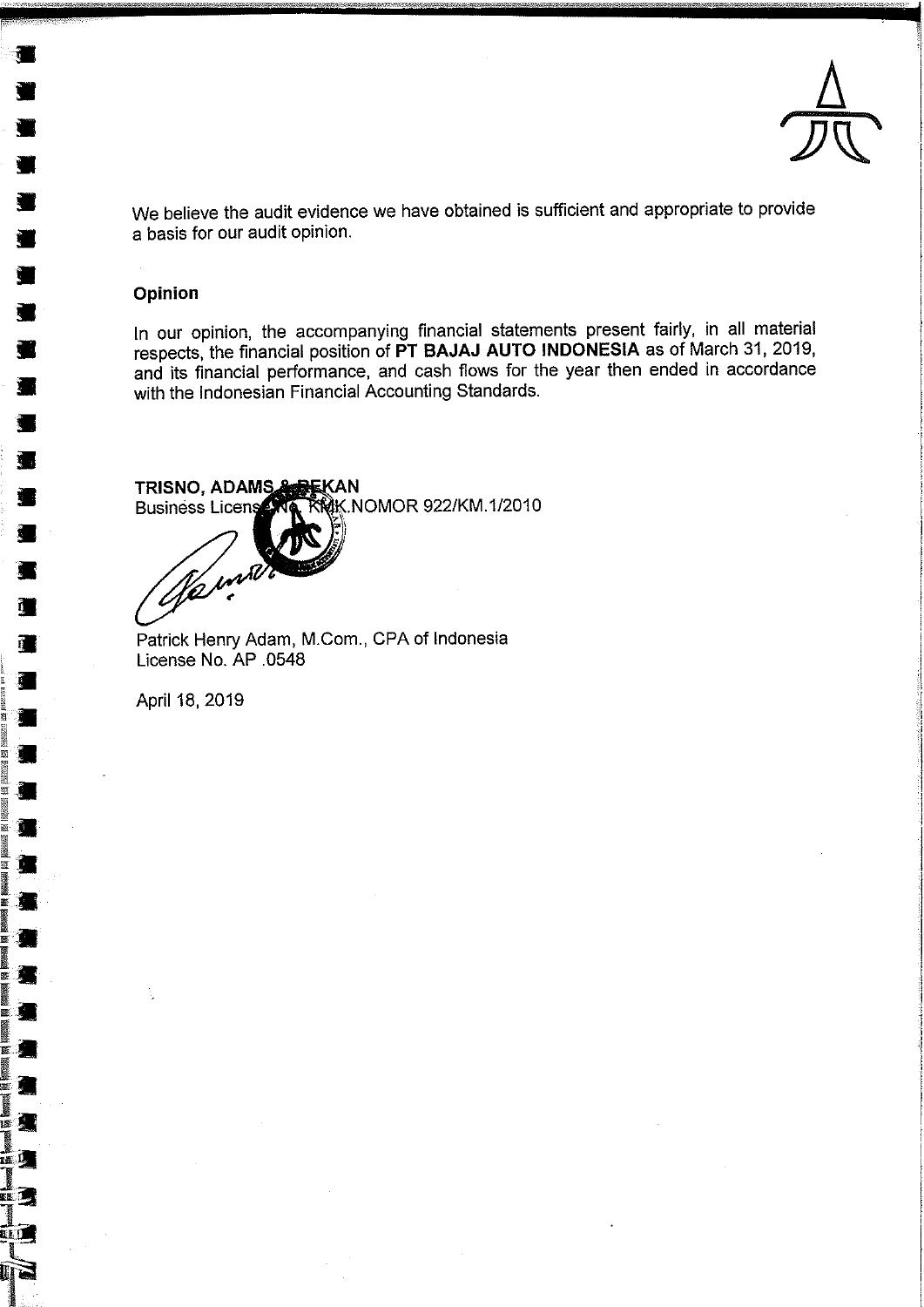We believe the audit evidence we have obtained is sufficient and appropriate to provide a basis for our audit opinion.

**Opinion**

In our opinion, the accompanying financial statements present fairly, in all material respects, the financial position of **PT BAJAJ AUTO INDONESIA** as of March 31, 2019, and its financial performance, and cash flows for the year then ended in accordance with the Indonesian Financial Accounting Standards.

**TRISNO, ADAMS & REKAN**
Business License No. KMK.NOMOR 922/KM.1/2010

Patrick Henry Adam, M.Com., CPA of Indonesia
License No. AP .0548

April 18, 2019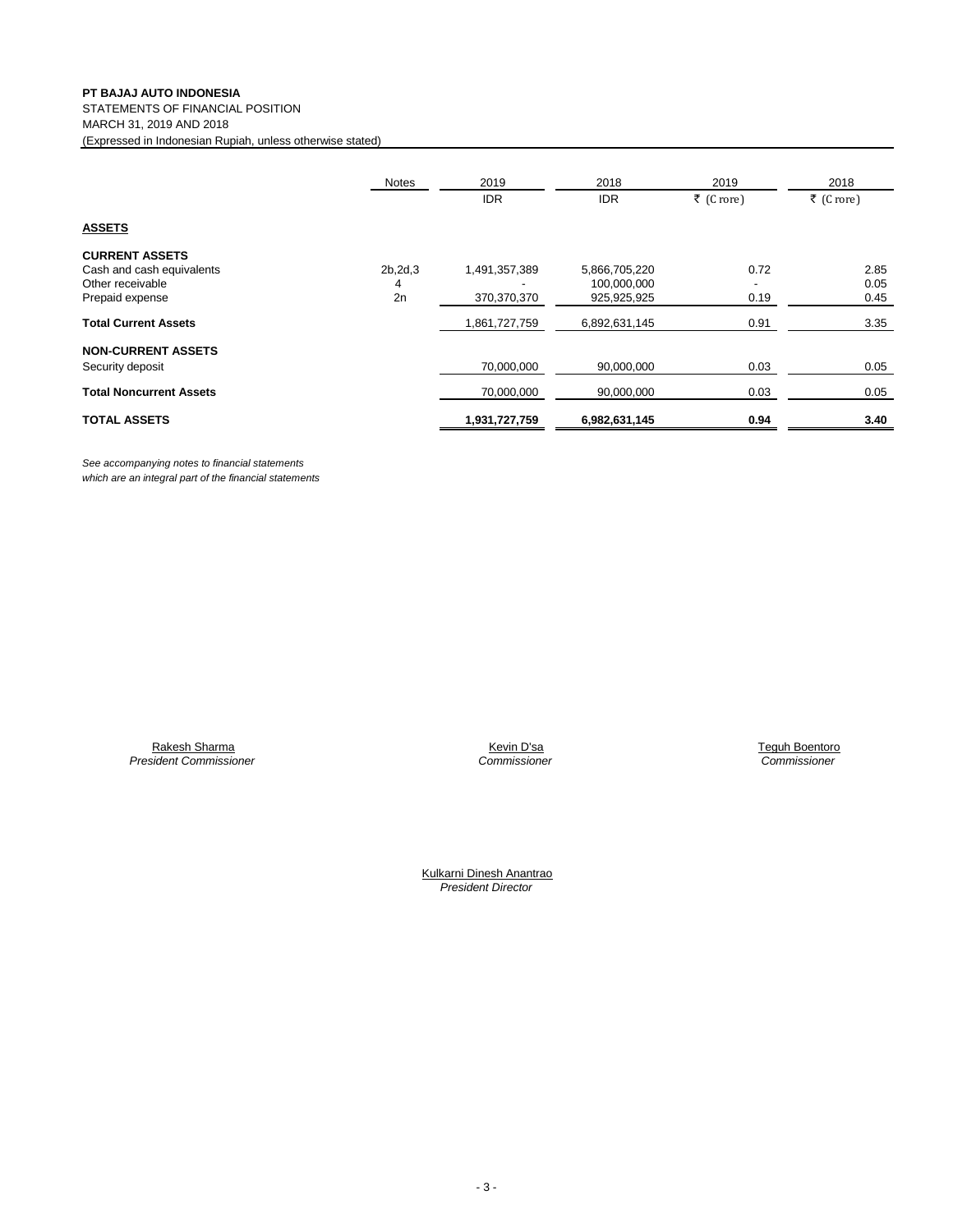**PT BAJAJ AUTO INDONESIA**
STATEMENTS OF FINANCIAL POSITION
MARCH 31, 2019 AND 2018
(Expressed in Indonesian Rupiah, unless otherwise stated)

| | Notes | 2019 | 2018 | 2019 | 2018 |
|---|---|---|---|---|---|
| | | IDR | IDR | ₹ (Crore) | ₹ (Crore) |
| **ASSETS** | | | | | |
| **CURRENT ASSETS** | | | | | |
| Cash and cash equivalents | 2b,2d,3 | 1,491,357,389 | 5,866,705,220 | 0.72 | 2.85 |
| Other receivable | 4 | - | 100,000,000 | - | 0.05 |
| Prepaid expense | 2n | 370,370,370 | 925,925,925 | 0.19 | 0.45 |
| **Total Current Assets** | | 1,861,727,759 | 6,892,631,145 | 0.91 | 3.35 |
| **NON-CURRENT ASSETS** | | | | | |
| Security deposit | | 70,000,000 | 90,000,000 | 0.03 | 0.05 |
| **Total Noncurrent Assets** | | 70,000,000 | 90,000,000 | 0.03 | 0.05 |
| **TOTAL ASSETS** | | **1,931,727,759** | **6,982,631,145** | **0.94** | **3.40** |

*See accompanying notes to financial statements*
*which are an integral part of the financial statements*

Rakesh Sharma
*President Commissioner*

Kevin D'sa
*Commissioner*

Teguh Boentoro
*Commissioner*

Kulkarni Dinesh Anantrao
*President Director*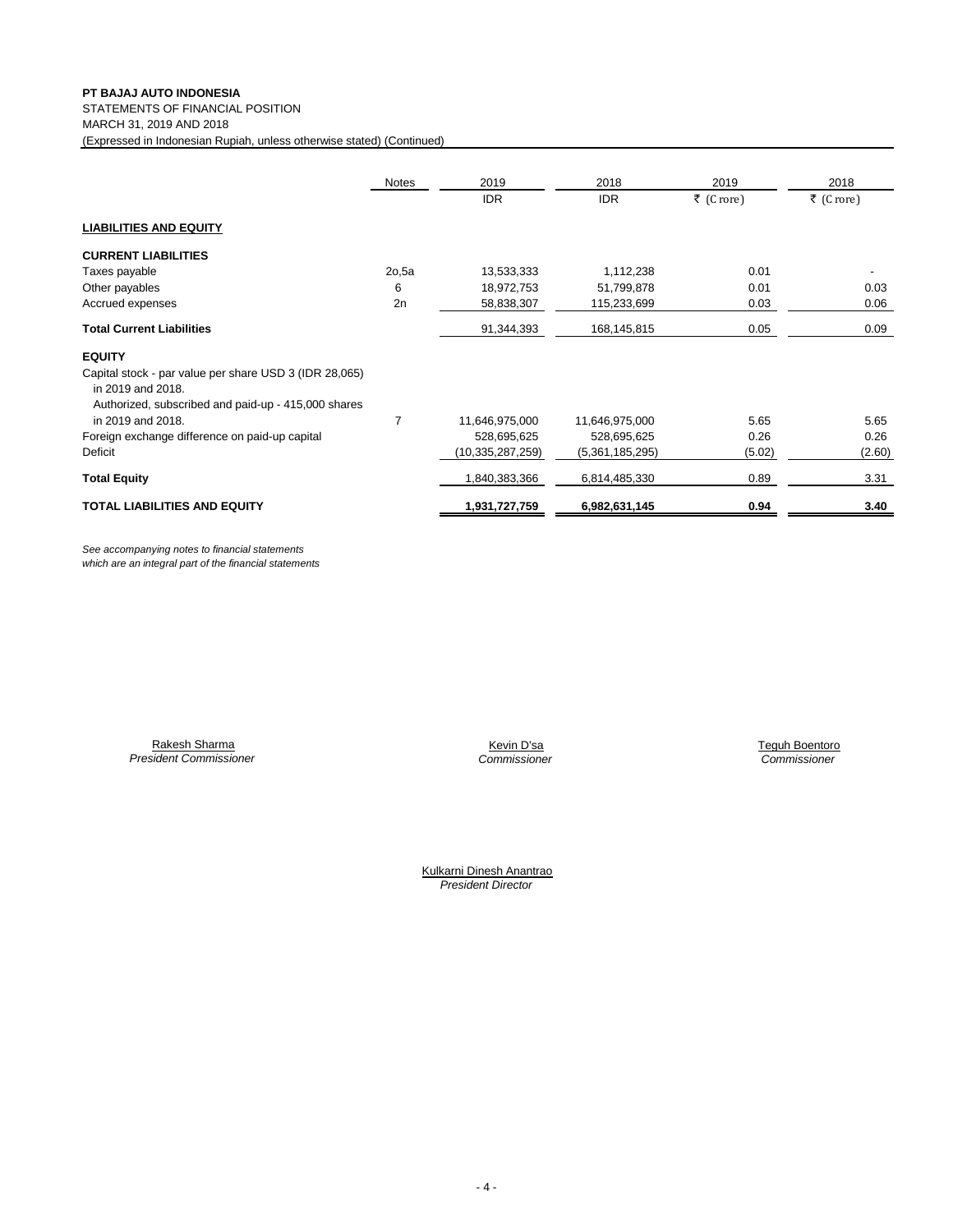**PT BAJAJ AUTO INDONESIA**
STATEMENTS OF FINANCIAL POSITION
MARCH 31, 2019 AND 2018
(Expressed in Indonesian Rupiah, unless otherwise stated) (Continued)

| | Notes | 2019 | 2018 | 2019 | 2018 |
|---|---|---|---|---|---|
| | | IDR | IDR | ₹ (Crore) | ₹ (Crore) |
| **LIABILITIES AND EQUITY** | | | | | |
| **CURRENT LIABILITIES** | | | | | |
| Taxes payable | 2o,5a | 13,533,333 | 1,112,238 | 0.01 | - |
| Other payables | 6 | 18,972,753 | 51,799,878 | 0.01 | 0.03 |
| Accrued expenses | 2n | 58,838,307 | 115,233,699 | 0.03 | 0.06 |
| **Total Current Liabilities** | | 91,344,393 | 168,145,815 | 0.05 | 0.09 |
| **EQUITY** | | | | | |
| Capital stock - par value per share USD 3 (IDR 28,065) in 2019 and 2018. Authorized, subscribed and paid-up - 415,000 shares in 2019 and 2018. | 7 | 11,646,975,000 | 11,646,975,000 | 5.65 | 5.65 |
| Foreign exchange difference on paid-up capital | | 528,695,625 | 528,695,625 | 0.26 | 0.26 |
| Deficit | | (10,335,287,259) | (5,361,185,295) | (5.02) | (2.60) |
| **Total Equity** | | 1,840,383,366 | 6,814,485,330 | 0.89 | 3.31 |
| **TOTAL LIABILITIES AND EQUITY** | | **1,931,727,759** | **6,982,631,145** | **0.94** | **3.40** |

*See accompanying notes to financial statements which are an integral part of the financial statements*

Rakesh Sharma
*President Commissioner*

Kevin D'sa
*Commissioner*

Teguh Boentoro
*Commissioner*

Kulkarni Dinesh Anantrao
*President Director*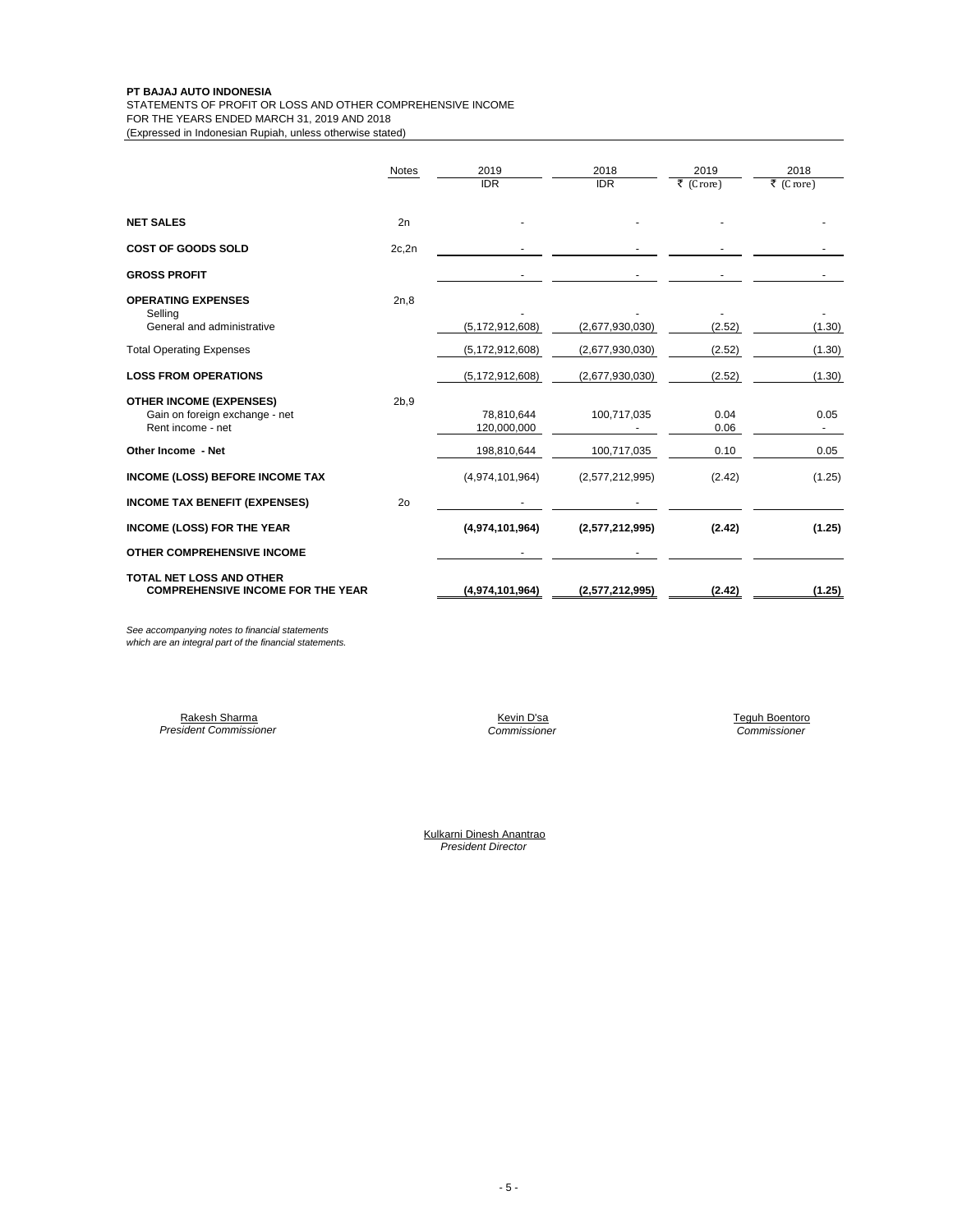**PT BAJAJ AUTO INDONESIA**
STATEMENTS OF PROFIT OR LOSS AND OTHER COMPREHENSIVE INCOME
FOR THE YEARS ENDED MARCH 31, 2019 AND 2018
(Expressed in Indonesian Rupiah, unless otherwise stated)

| | Notes | 2019 IDR | 2018 IDR | 2019 ₹ (Crore) | 2018 ₹ (Crore) |
|---|---|---|---|---|---|
| **NET SALES** | 2n | - | - | - | - |
| **COST OF GOODS SOLD** | 2c,2n | - | - | - | - |
| **GROSS PROFIT** | | - | - | - | - |
| **OPERATING EXPENSES** | 2n,8 | | | | |
| Selling | | - | - | - | - |
| General and administrative | | (5,172,912,608) | (2,677,930,030) | (2.52) | (1.30) |
| Total Operating Expenses | | (5,172,912,608) | (2,677,930,030) | (2.52) | (1.30) |
| **LOSS FROM OPERATIONS** | | (5,172,912,608) | (2,677,930,030) | (2.52) | (1.30) |
| **OTHER INCOME (EXPENSES)** | 2b,9 | | | | |
| Gain on foreign exchange - net | | 78,810,644 | 100,717,035 | 0.04 | 0.05 |
| Rent income - net | | 120,000,000 | - | 0.06 | - |
| **Other Income - Net** | | 198,810,644 | 100,717,035 | 0.10 | 0.05 |
| **INCOME (LOSS) BEFORE INCOME TAX** | | (4,974,101,964) | (2,577,212,995) | (2.42) | (1.25) |
| **INCOME TAX BENEFIT (EXPENSES)** | 2o | - | - | | |
| **INCOME (LOSS) FOR THE YEAR** | | **(4,974,101,964)** | **(2,577,212,995)** | **(2.42)** | **(1.25)** |
| **OTHER COMPREHENSIVE INCOME** | | - | - | | |
| **TOTAL NET LOSS AND OTHER COMPREHENSIVE INCOME FOR THE YEAR** | | **(4,974,101,964)** | **(2,577,212,995)** | **(2.42)** | **(1.25)** |

*See accompanying notes to financial statements which are an integral part of the financial statements.*

Rakesh Sharma
*President Commissioner*

Kevin D'sa
*Commissioner*

Teguh Boentoro
*Commissioner*

Kulkarni Dinesh Anantrao
*President Director*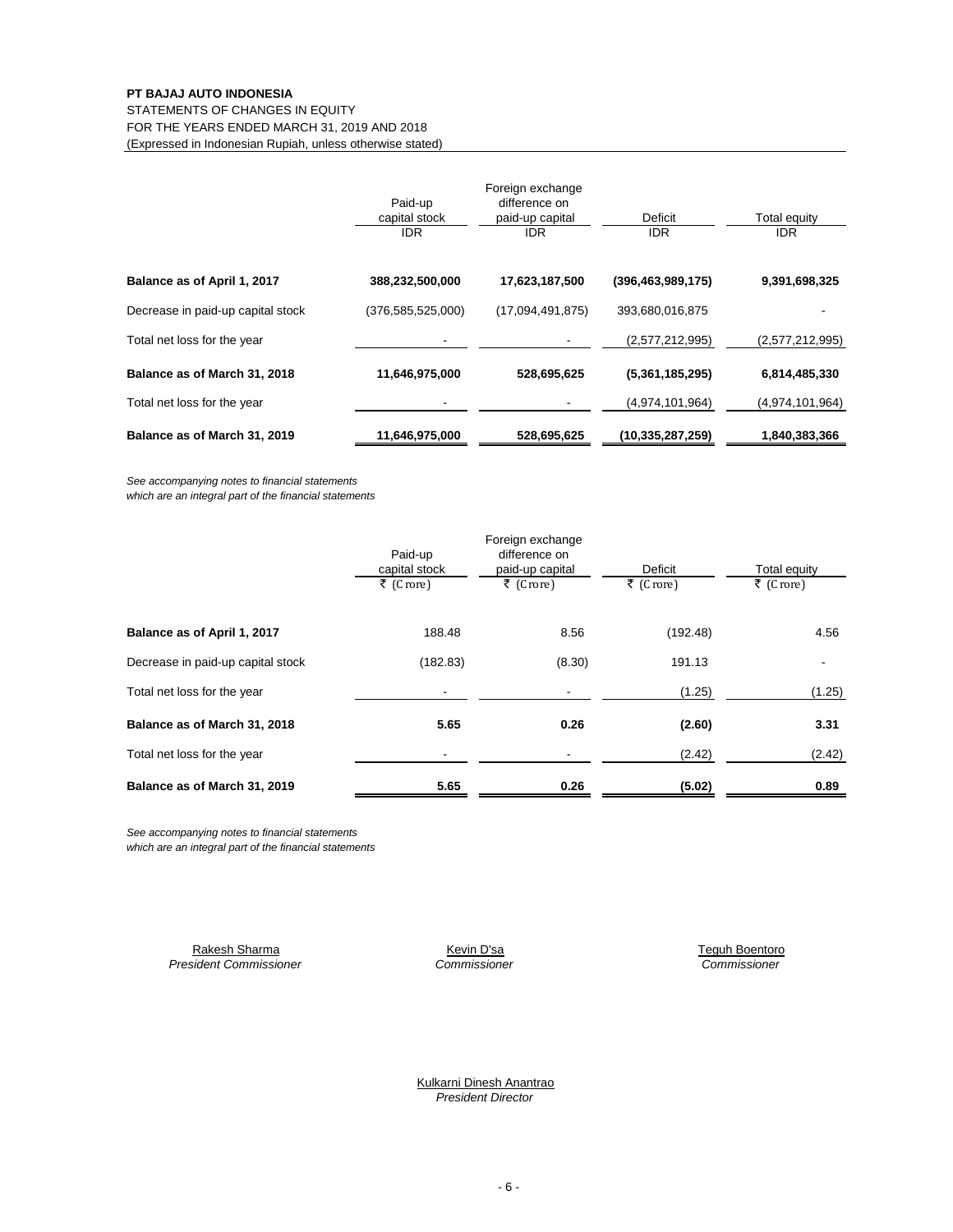**PT BAJAJ AUTO INDONESIA**

STATEMENTS OF CHANGES IN EQUITY

FOR THE YEARS ENDED MARCH 31, 2019 AND 2018

(Expressed in Indonesian Rupiah, unless otherwise stated)

| | Paid-up capital stock IDR | Foreign exchange difference on paid-up capital IDR | Deficit IDR | Total equity IDR |
|---|---|---|---|---|
| **Balance as of April 1, 2017** | **388,232,500,000** | **17,623,187,500** | **(396,463,989,175)** | **9,391,698,325** |
| Decrease in paid-up capital stock | (376,585,525,000) | (17,094,491,875) | 393,680,016,875 | - |
| Total net loss for the year | - | - | (2,577,212,995) | (2,577,212,995) |
| **Balance as of March 31, 2018** | **11,646,975,000** | **528,695,625** | **(5,361,185,295)** | **6,814,485,330** |
| Total net loss for the year | - | - | (4,974,101,964) | (4,974,101,964) |
| **Balance as of March 31, 2019** | **11,646,975,000** | **528,695,625** | **(10,335,287,259)** | **1,840,383,366** |

*See accompanying notes to financial statements*
*which are an integral part of the financial statements*

| | Paid-up capital stock ₹ (Crore) | Foreign exchange difference on paid-up capital ₹ (Crore) | Deficit ₹ (Crore) | Total equity ₹ (Crore) |
|---|---|---|---|---|
| **Balance as of April 1, 2017** | 188.48 | 8.56 | (192.48) | 4.56 |
| Decrease in paid-up capital stock | (182.83) | (8.30) | 191.13 | - |
| Total net loss for the year | - | - | (1.25) | (1.25) |
| **Balance as of March 31, 2018** | **5.65** | **0.26** | **(2.60)** | **3.31** |
| Total net loss for the year | - | - | (2.42) | (2.42) |
| **Balance as of March 31, 2019** | **5.65** | **0.26** | **(5.02)** | **0.89** |

*See accompanying notes to financial statements*
*which are an integral part of the financial statements*

| Rakesh Sharma | Kevin D'sa | Teguh Boentoro |
|---|---|---|
| *President Commissioner* | *Commissioner* | *Commissioner* |

Kulkarni Dinesh Anantrao
*President Director*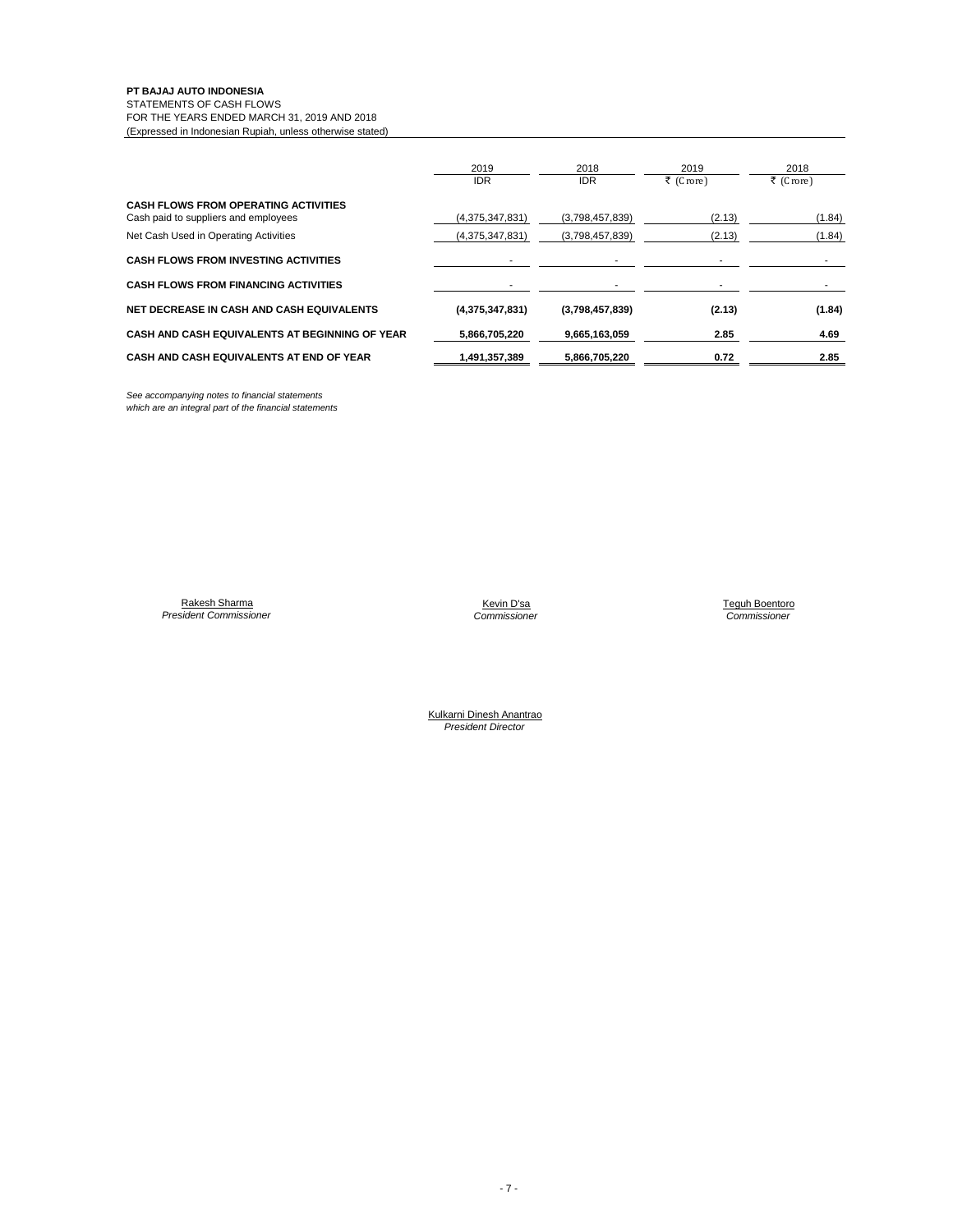**PT BAJAJ AUTO INDONESIA**
STATEMENTS OF CASH FLOWS
FOR THE YEARS ENDED MARCH 31, 2019 AND 2018
(Expressed in Indonesian Rupiah, unless otherwise stated)

| | 2019 IDR | 2018 IDR | 2019 ₹ (Crore) | 2018 ₹ (Crore) |
|---|---|---|---|---|
| **CASH FLOWS FROM OPERATING ACTIVITIES** | | | | |
| Cash paid to suppliers and employees | (4,375,347,831) | (3,798,457,839) | (2.13) | (1.84) |
| Net Cash Used in Operating Activities | (4,375,347,831) | (3,798,457,839) | (2.13) | (1.84) |
| **CASH FLOWS FROM INVESTING ACTIVITIES** | - | - | - | - |
| **CASH FLOWS FROM FINANCING ACTIVITIES** | - | - | - | - |
| **NET DECREASE IN CASH AND CASH EQUIVALENTS** | **(4,375,347,831)** | **(3,798,457,839)** | **(2.13)** | **(1.84)** |
| **CASH AND CASH EQUIVALENTS AT BEGINNING OF YEAR** | **5,866,705,220** | **9,665,163,059** | **2.85** | **4.69** |
| **CASH AND CASH EQUIVALENTS AT END OF YEAR** | **1,491,357,389** | **5,866,705,220** | **0.72** | **2.85** |

*See accompanying notes to financial statements which are an integral part of the financial statements*

Rakesh Sharma
*President Commissioner*

Kevin D'sa
*Commissioner*

Teguh Boentoro
*Commissioner*

Kulkarni Dinesh Anantrao
*President Director*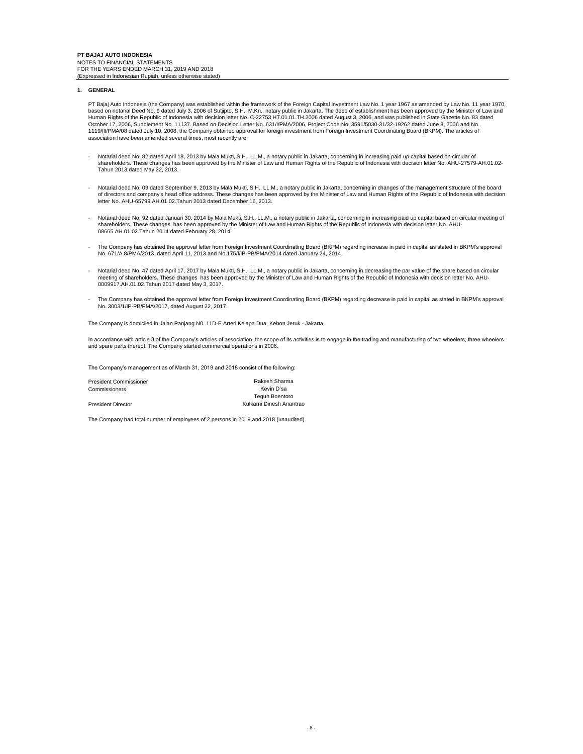## 1. GENERAL

PT Bajaj Auto Indonesia (the Company) was established within the framework of the Foreign Capital Investment Law No. 1 year 1967 as amended by Law No. 11 year 1970, based on notarial Deed No. 9 dated July 3, 2006 of Sutjipto, S.H., M.Kn., notary public in Jakarta. The deed of establishment has been approved by the Minister of Law and Human Rights of the Republic of Indonesia with decision letter No. C-22753 HT.01.01.TH.2006 dated August 3, 2006, and was published in State Gazette No. 83 dated October 17, 2006, Supplement No. 11137. Based on Decision Letter No. 631/I/PMA/2006, Project Code No. 3591/5030-31/32-19262 dated June 8, 2006 and No. 1119/III/PMA/08 dated July 10, 2008, the Company obtained approval for foreign investment from Foreign Investment Coordinating Board (BKPM). The articles of association have been amended several times, most recently are:

- Notarial deed No. 82 dated April 18, 2013 by Mala Mukti, S.H., LL.M., a notary public in Jakarta, concerning in increasing paid up capital based on circular of shareholders. These changes has been approved by the Minister of Law and Human Rights of the Republic of Indonesia with decision letter No. AHU-27579-AH.01.02-Tahun 2013 dated May 22, 2013.

- Notarial deed No. 09 dated September 9, 2013 by Mala Mukti, S.H., LL.M., a notary public in Jakarta, concerning in changes of the management structure of the board of directors and company's head office address. These changes has been approved by the Minister of Law and Human Rights of the Republic of Indonesia with decision letter No. AHU-65799.AH.01.02.Tahun 2013 dated December 16, 2013.

- Notarial deed No. 92 dated Januari 30, 2014 by Mala Mukti, S.H., LL.M., a notary public in Jakarta, concerning in increasing paid up capital based on circular meeting of shareholders. These changes has been approved by the Minister of Law and Human Rights of the Republic of Indonesia with decision letter No. AHU-08665.AH.01.02.Tahun 2014 dated February 28, 2014.

- The Company has obtained the approval letter from Foreign Investment Coordinating Board (BKPM) regarding increase in paid in capital as stated in BKPM's approval No. 671/A.8/PMA/2013, dated April 11, 2013 and No.175/I/IP-PB/PMA/2014 dated January 24, 2014.

- Notarial deed No. 47 dated April 17, 2017 by Mala Mukti, S.H., LL.M., a notary public in Jakarta, concerning in decreasing the par value of the share based on circular meeting of shareholders. These changes has been approved by the Minister of Law and Human Rights of the Republic of Indonesia with decision letter No. AHU-0009917.AH.01.02.Tahun 2017 dated May 3, 2017.

- The Company has obtained the approval letter from Foreign Investment Coordinating Board (BKPM) regarding decrease in paid in capital as stated in BKPM's approval No. 3003/1/IP-PB/PMA/2017, dated August 22, 2017.

The Company is domiciled in Jalan Panjang N0. 11D-E Arteri Kelapa Dua, Kebon Jeruk - Jakarta.

In accordance with article 3 of the Company's articles of association, the scope of its activities is to engage in the trading and manufacturing of two wheelers, three wheelers and spare parts thereof. The Company started commercial operations in 2006.

The Company's management as of March 31, 2019 and 2018 consist of the following:

| | |
|---|---|
| President Commissioner | Rakesh Sharma |
| Commissioners | Kevin D'sa |
| | Teguh Boentoro |
| President Director | Kulkarni Dinesh Anantrao |

The Company had total number of employees of 2 persons in 2019 and 2018 (unaudited).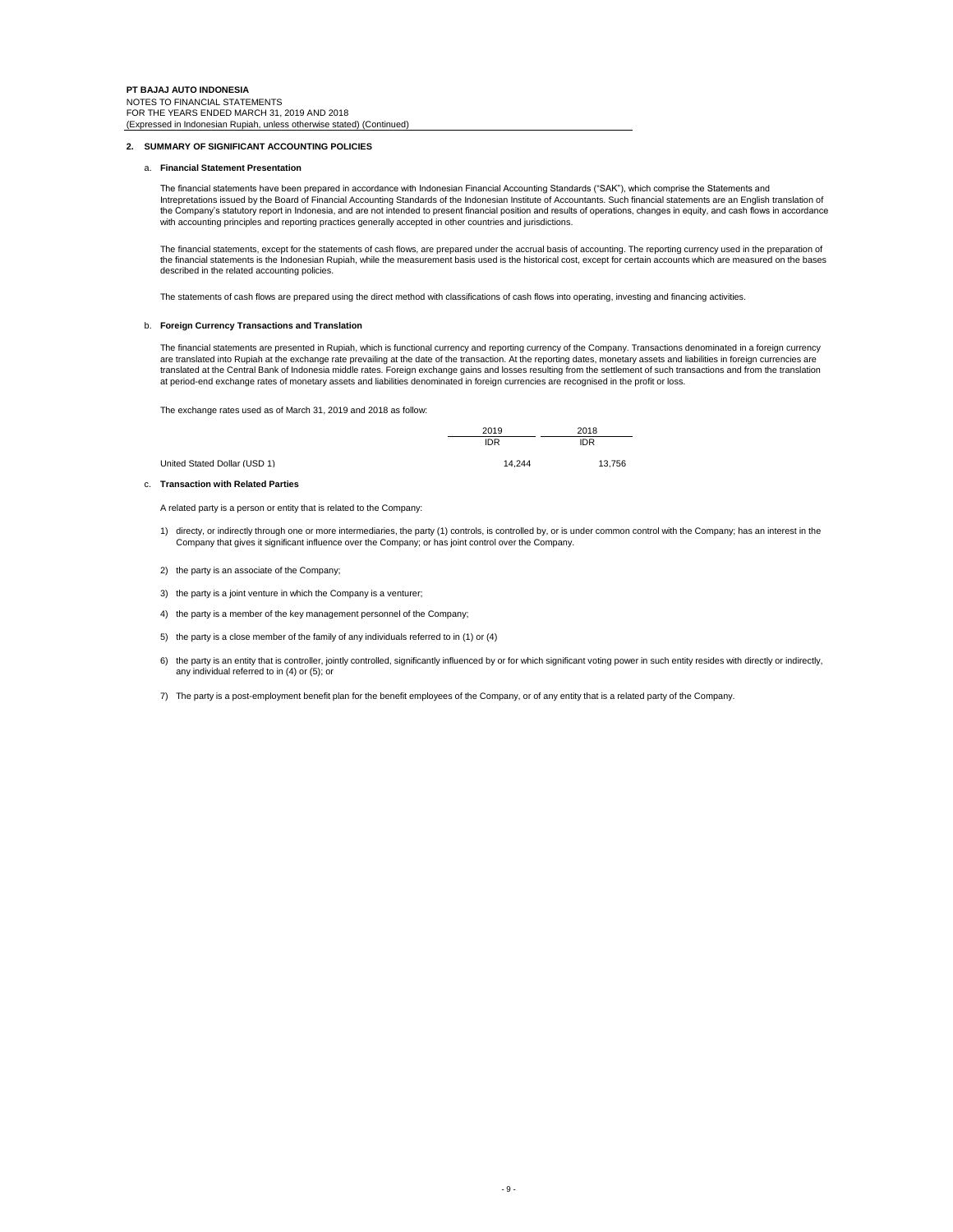## 2. SUMMARY OF SIGNIFICANT ACCOUNTING POLICIES

### a. Financial Statement Presentation

The financial statements have been prepared in accordance with Indonesian Financial Accounting Standards ("SAK"), which comprise the Statements and Intrepretations issued by the Board of Financial Accounting Standards of the Indonesian Institute of Accountants. Such financial statements are an English translation of the Company's statutory report in Indonesia, and are not intended to present financial position and results of operations, changes in equity, and cash flows in accordance with accounting principles and reporting practices generally accepted in other countries and jurisdictions.

The financial statements, except for the statements of cash flows, are prepared under the accrual basis of accounting. The reporting currency used in the preparation of the financial statements is the Indonesian Rupiah, while the measurement basis used is the historical cost, except for certain accounts which are measured on the bases described in the related accounting policies.

The statements of cash flows are prepared using the direct method with classifications of cash flows into operating, investing and financing activities.

### b. Foreign Currency Transactions and Translation

The financial statements are presented in Rupiah, which is functional currency and reporting currency of the Company. Transactions denominated in a foreign currency are translated into Rupiah at the exchange rate prevailing at the date of the transaction. At the reporting dates, monetary assets and liabilities in foreign currencies are translated at the Central Bank of Indonesia middle rates. Foreign exchange gains and losses resulting from the settlement of such transactions and from the translation at period-end exchange rates of monetary assets and liabilities denominated in foreign currencies are recognised in the profit or loss.

The exchange rates used as of March 31, 2019 and 2018 as follow:

| | 2019 | 2018 |
|---|---|---|
| | IDR | IDR |
| United Stated Dollar (USD 1) | 14,244 | 13,756 |

### c. Transaction with Related Parties

A related party is a person or entity that is related to the Company:

1) directy, or indirectly through one or more intermediaries, the party (1) controls, is controlled by, or is under common control with the Company; has an interest in the Company that gives it significant influence over the Company; or has joint control over the Company.

2) the party is an associate of the Company;

3) the party is a joint venture in which the Company is a venturer;

4) the party is a member of the key management personnel of the Company;

5) the party is a close member of the family of any individuals referred to in (1) or (4)

6) the party is an entity that is controller, jointly controlled, significantly influenced by or for which significant voting power in such entity resides with directly or indirectly, any individual referred to in (4) or (5); or

7) The party is a post-employment benefit plan for the benefit employees of the Company, or of any entity that is a related party of the Company.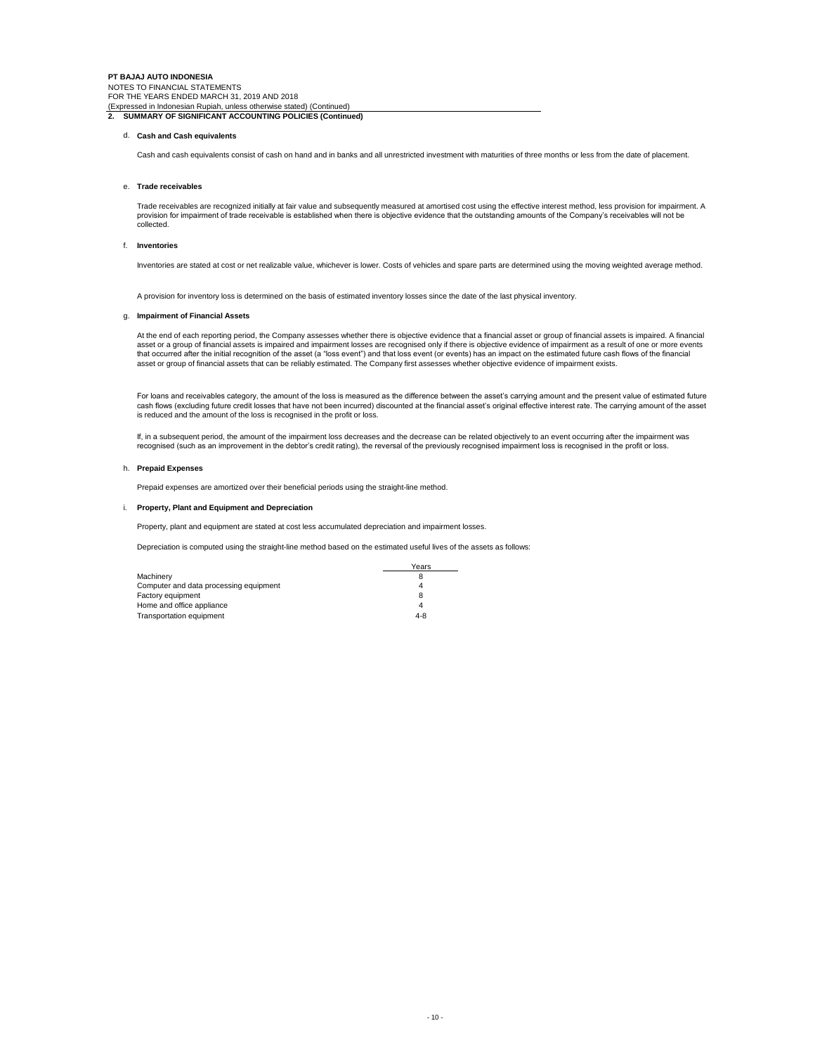## 2. SUMMARY OF SIGNIFICANT ACCOUNTING POLICIES (Continued)

### d. Cash and Cash equivalents

Cash and cash equivalents consist of cash on hand and in banks and all unrestricted investment with maturities of three months or less from the date of placement.

### e. Trade receivables

Trade receivables are recognized initially at fair value and subsequently measured at amortised cost using the effective interest method, less provision for impairment. A provision for impairment of trade receivable is established when there is objective evidence that the outstanding amounts of the Company's receivables will not be collected.

### f. Inventories

Inventories are stated at cost or net realizable value, whichever is lower. Costs of vehicles and spare parts are determined using the moving weighted average method.

A provision for inventory loss is determined on the basis of estimated inventory losses since the date of the last physical inventory.

### g. Impairment of Financial Assets

At the end of each reporting period, the Company assesses whether there is objective evidence that a financial asset or group of financial assets is impaired. A financial asset or a group of financial assets is impaired and impairment losses are recognised only if there is objective evidence of impairment as a result of one or more events that occurred after the initial recognition of the asset (a "loss event") and that loss event (or events) has an impact on the estimated future cash flows of the financial asset or group of financial assets that can be reliably estimated. The Company first assesses whether objective evidence of impairment exists.

For loans and receivables category, the amount of the loss is measured as the difference between the asset's carrying amount and the present value of estimated future cash flows (excluding future credit losses that have not been incurred) discounted at the financial asset's original effective interest rate. The carrying amount of the asset is reduced and the amount of the loss is recognised in the profit or loss.

If, in a subsequent period, the amount of the impairment loss decreases and the decrease can be related objectively to an event occurring after the impairment was recognised (such as an improvement in the debtor's credit rating), the reversal of the previously recognised impairment loss is recognised in the profit or loss.

### h. Prepaid Expenses

Prepaid expenses are amortized over their beneficial periods using the straight-line method.

### i. Property, Plant and Equipment and Depreciation

Property, plant and equipment are stated at cost less accumulated depreciation and impairment losses.

Depreciation is computed using the straight-line method based on the estimated useful lives of the assets as follows:

| | Years |
|---|---|
| Machinery | 8 |
| Computer and data processing equipment | 4 |
| Factory equipment | 8 |
| Home and office appliance | 4 |
| Transportation equipment | 4-8 |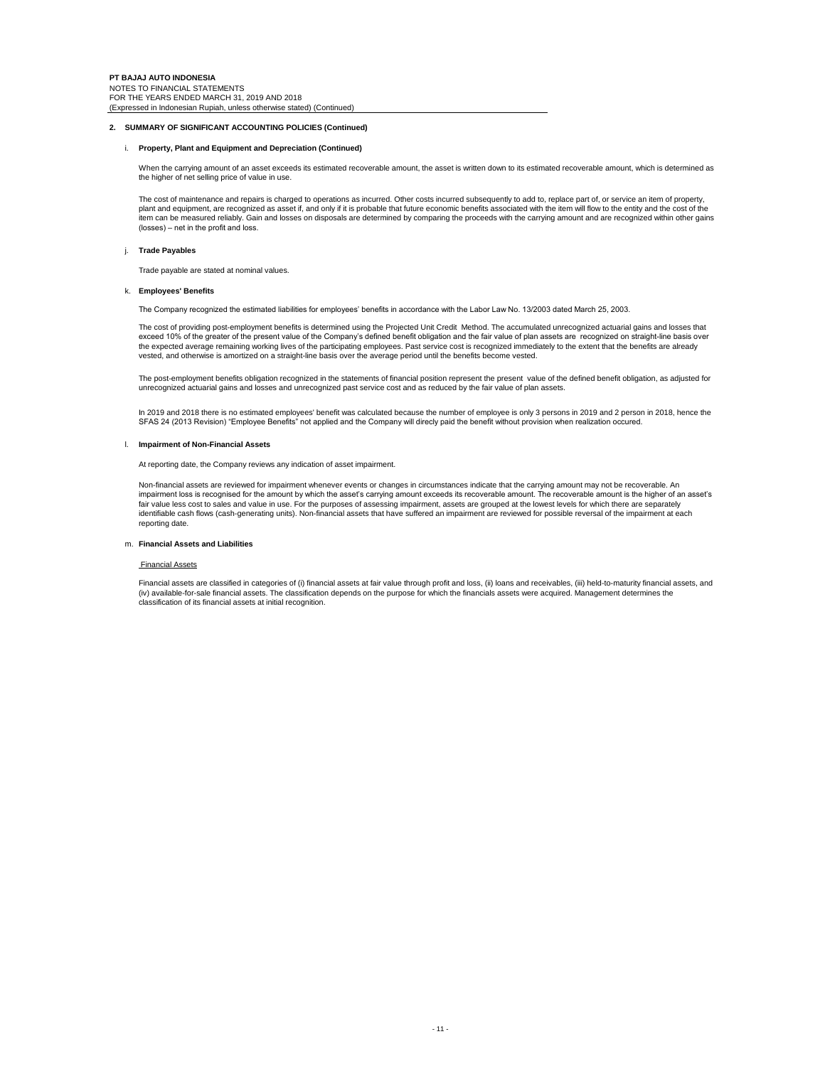**2. SUMMARY OF SIGNIFICANT ACCOUNTING POLICIES (Continued)**

i. **Property, Plant and Equipment and Depreciation (Continued)**

When the carrying amount of an asset exceeds its estimated recoverable amount, the asset is written down to its estimated recoverable amount, which is determined as the higher of net selling price of value in use.

The cost of maintenance and repairs is charged to operations as incurred. Other costs incurred subsequently to add to, replace part of, or service an item of property, plant and equipment, are recognized as asset if, and only if it is probable that future economic benefits associated with the item will flow to the entity and the cost of the item can be measured reliably. Gain and losses on disposals are determined by comparing the proceeds with the carrying amount and are recognized within other gains (losses) – net in the profit and loss.

j. **Trade Payables**

Trade payable are stated at nominal values.

k. **Employees' Benefits**

The Company recognized the estimated liabilities for employees' benefits in accordance with the Labor Law No. 13/2003 dated March 25, 2003.

The cost of providing post-employment benefits is determined using the Projected Unit Credit Method. The accumulated unrecognized actuarial gains and losses that exceed 10% of the greater of the present value of the Company's defined benefit obligation and the fair value of plan assets are recognized on straight-line basis over the expected average remaining working lives of the participating employees. Past service cost is recognized immediately to the extent that the benefits are already vested, and otherwise is amortized on a straight-line basis over the average period until the benefits become vested.

The post-employment benefits obligation recognized in the statements of financial position represent the present value of the defined benefit obligation, as adjusted for unrecognized actuarial gains and losses and unrecognized past service cost and as reduced by the fair value of plan assets.

In 2019 and 2018 there is no estimated employees' benefit was calculated because the number of employee is only 3 persons in 2019 and 2 person in 2018, hence the SFAS 24 (2013 Revision) "Employee Benefits" not applied and the Company will direcly paid the benefit without provision when realization occured.

l. **Impairment of Non-Financial Assets**

At reporting date, the Company reviews any indication of asset impairment.

Non-financial assets are reviewed for impairment whenever events or changes in circumstances indicate that the carrying amount may not be recoverable. An impairment loss is recognised for the amount by which the asset's carrying amount exceeds its recoverable amount. The recoverable amount is the higher of an asset's fair value less cost to sales and value in use. For the purposes of assessing impairment, assets are grouped at the lowest levels for which there are separately identifiable cash flows (cash-generating units). Non-financial assets that have suffered an impairment are reviewed for possible reversal of the impairment at each reporting date.

m. **Financial Assets and Liabilities**

Financial Assets

Financial assets are classified in categories of (i) financial assets at fair value through profit and loss, (ii) loans and receivables, (iii) held-to-maturity financial assets, and (iv) available-for-sale financial assets. The classification depends on the purpose for which the financials assets were acquired. Management determines the classification of its financial assets at initial recognition.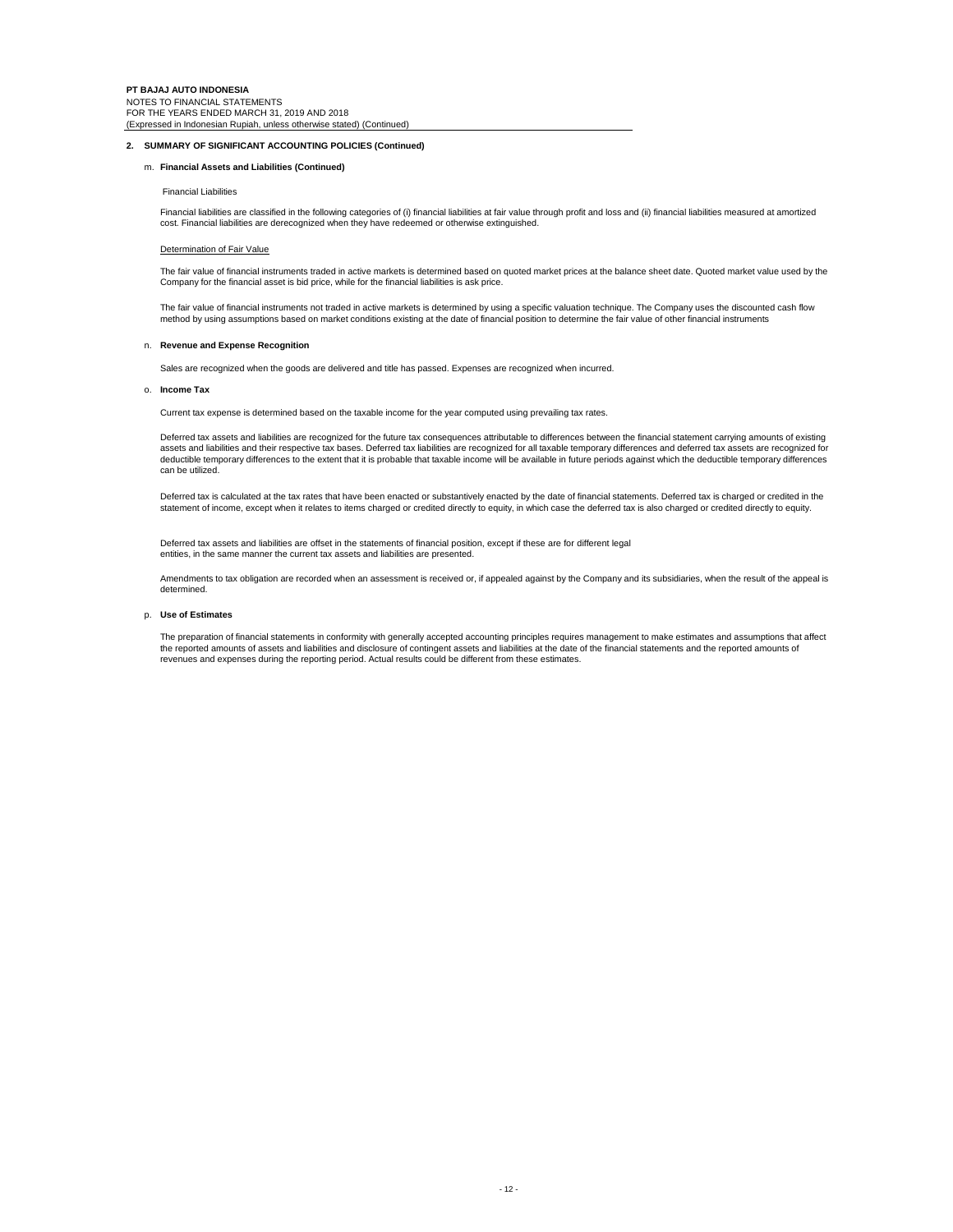## 2. SUMMARY OF SIGNIFICANT ACCOUNTING POLICIES (Continued)

### m. Financial Assets and Liabilities (Continued)

Financial Liabilities

Financial liabilities are classified in the following categories of (i) financial liabilities at fair value through profit and loss and (ii) financial liabilities measured at amortized cost. Financial liabilities are derecognized when they have redeemed or otherwise extinguished.

Determination of Fair Value

The fair value of financial instruments traded in active markets is determined based on quoted market prices at the balance sheet date. Quoted market value used by the Company for the financial asset is bid price, while for the financial liabilities is ask price.

The fair value of financial instruments not traded in active markets is determined by using a specific valuation technique. The Company uses the discounted cash flow method by using assumptions based on market conditions existing at the date of financial position to determine the fair value of other financial instruments

### n. Revenue and Expense Recognition

Sales are recognized when the goods are delivered and title has passed. Expenses are recognized when incurred.

### o. Income Tax

Current tax expense is determined based on the taxable income for the year computed using prevailing tax rates.

Deferred tax assets and liabilities are recognized for the future tax consequences attributable to differences between the financial statement carrying amounts of existing assets and liabilities and their respective tax bases. Deferred tax liabilities are recognized for all taxable temporary differences and deferred tax assets are recognized for deductible temporary differences to the extent that it is probable that taxable income will be available in future periods against which the deductible temporary differences can be utilized.

Deferred tax is calculated at the tax rates that have been enacted or substantively enacted by the date of financial statements. Deferred tax is charged or credited in the statement of income, except when it relates to items charged or credited directly to equity, in which case the deferred tax is also charged or credited directly to equity.

Deferred tax assets and liabilities are offset in the statements of financial position, except if these are for different legal entities, in the same manner the current tax assets and liabilities are presented.

Amendments to tax obligation are recorded when an assessment is received or, if appealed against by the Company and its subsidiaries, when the result of the appeal is determined.

### p. Use of Estimates

The preparation of financial statements in conformity with generally accepted accounting principles requires management to make estimates and assumptions that affect the reported amounts of assets and liabilities and disclosure of contingent assets and liabilities at the date of the financial statements and the reported amounts of revenues and expenses during the reporting period. Actual results could be different from these estimates.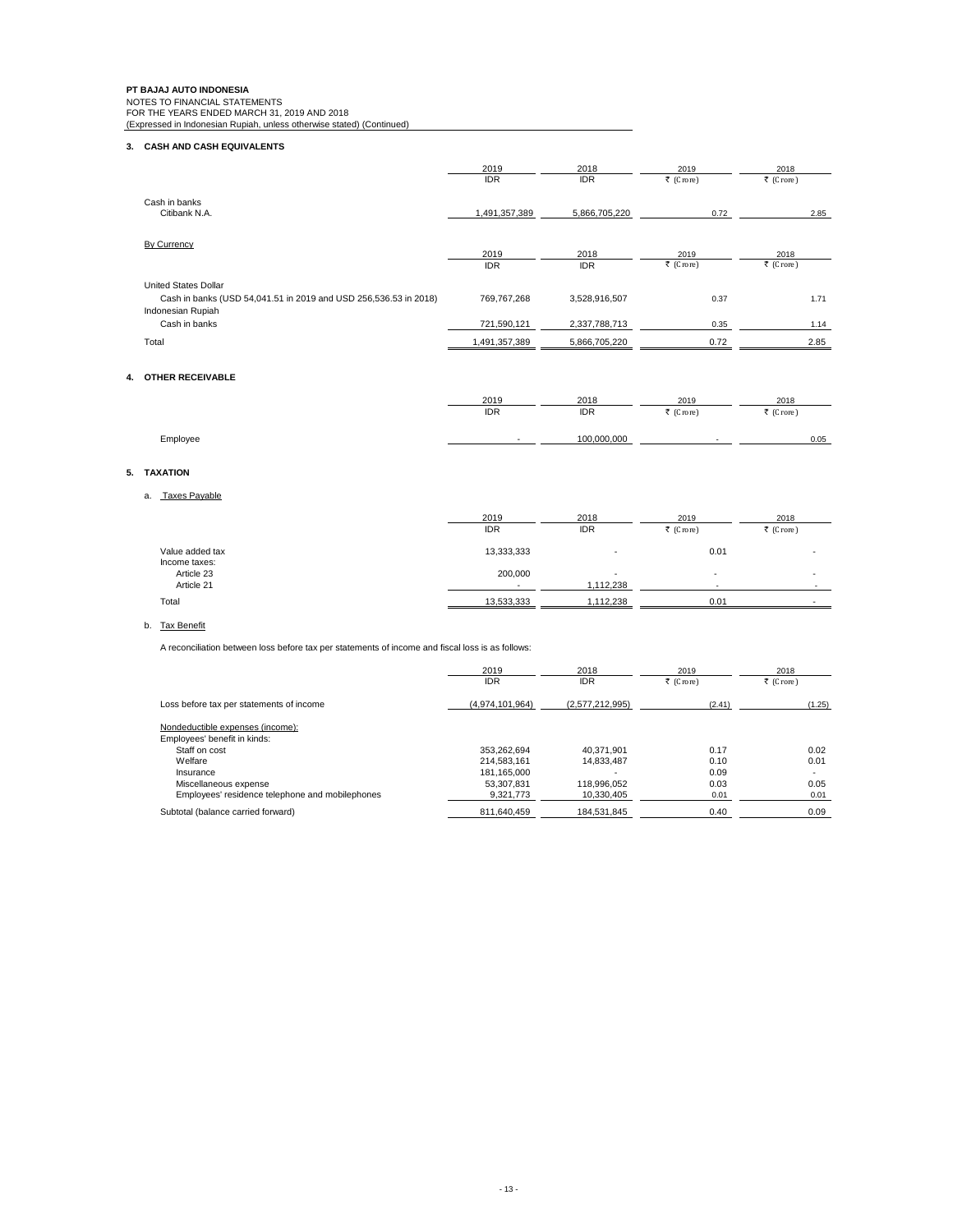**PT BAJAJ AUTO INDONESIA**
NOTES TO FINANCIAL STATEMENTS
FOR THE YEARS ENDED MARCH 31, 2019 AND 2018
(Expressed in Indonesian Rupiah, unless otherwise stated) (Continued)

## 3. CASH AND CASH EQUIVALENTS

| | 2019 IDR | 2018 IDR | 2019 ₹ (Crore) | 2018 ₹ (Crore) |
|---|---|---|---|---|
| Cash in banks | | | | |
| Citibank N.A. | 1,491,357,389 | 5,866,705,220 | 0.72 | 2.85 |

By Currency

| | 2019 IDR | 2018 IDR | 2019 ₹ (Crore) | 2018 ₹ (Crore) |
|---|---|---|---|---|
| United States Dollar | | | | |
| Cash in banks (USD 54,041.51 in 2019 and USD 256,536.53 in 2018) | 769,767,268 | 3,528,916,507 | 0.37 | 1.71 |
| Indonesian Rupiah | | | | |
| Cash in banks | 721,590,121 | 2,337,788,713 | 0.35 | 1.14 |
| Total | 1,491,357,389 | 5,866,705,220 | 0.72 | 2.85 |

## 4. OTHER RECEIVABLE

| | 2019 IDR | 2018 IDR | 2019 ₹ (Crore) | 2018 ₹ (Crore) |
|---|---|---|---|---|
| Employee | - | 100,000,000 | - | 0.05 |

## 5. TAXATION

a. Taxes Payable

| | 2019 IDR | 2018 IDR | 2019 ₹ (Crore) | 2018 ₹ (Crore) |
|---|---|---|---|---|
| Value added tax | 13,333,333 | - | 0.01 | - |
| Income taxes: | | | | |
| Article 23 | 200,000 | - | - | - |
| Article 21 | - | 1,112,238 | - | - |
| Total | 13,533,333 | 1,112,238 | 0.01 | - |

b. Tax Benefit

A reconciliation between loss before tax per statements of income and fiscal loss is as follows:

| | 2019 IDR | 2018 IDR | 2019 ₹ (Crore) | 2018 ₹ (Crore) |
|---|---|---|---|---|
| Loss before tax per statements of income | (4,974,101,964) | (2,577,212,995) | (2.41) | (1.25) |
| Nondeductible expenses (income): | | | | |
| Employees' benefit in kinds: | | | | |
| Staff on cost | 353,262,694 | 40,371,901 | 0.17 | 0.02 |
| Welfare | 214,583,161 | 14,833,487 | 0.10 | 0.01 |
| Insurance | 181,165,000 | - | 0.09 | - |
| Miscellaneous expense | 53,307,831 | 118,996,052 | 0.03 | 0.05 |
| Employees' residence telephone and mobilephones | 9,321,773 | 10,330,405 | 0.01 | 0.01 |
| Subtotal (balance carried forward) | 811,640,459 | 184,531,845 | 0.40 | 0.09 |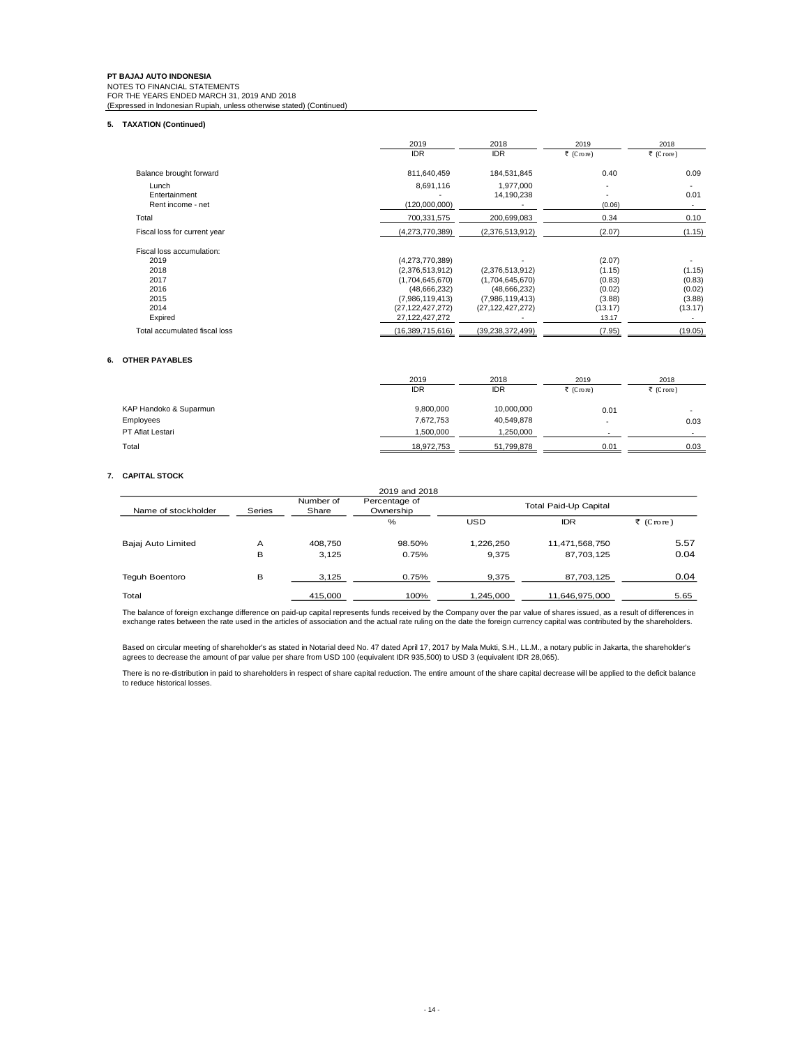**PT BAJAJ AUTO INDONESIA**
NOTES TO FINANCIAL STATEMENTS
FOR THE YEARS ENDED MARCH 31, 2019 AND 2018
(Expressed in Indonesian Rupiah, unless otherwise stated) (Continued)

## 5. TAXATION (Continued)

| | 2019 | 2018 | 2019 | 2018 |
|---|---|---|---|---|
| | IDR | IDR | ₹ (Crore) | ₹ (Crore) |
| Balance brought forward | 811,640,459 | 184,531,845 | 0.40 | 0.09 |
| Lunch | 8,691,116 | 1,977,000 | - | - |
| Entertainment | - | 14,190,238 | - | 0.01 |
| Rent income - net | (120,000,000) | - | (0.06) | - |
| Total | 700,331,575 | 200,699,083 | 0.34 | 0.10 |
| Fiscal loss for current year | (4,273,770,389) | (2,376,513,912) | (2.07) | (1.15) |
| Fiscal loss accumulation: | | | | |
| 2019 | (4,273,770,389) | - | (2.07) | - |
| 2018 | (2,376,513,912) | (2,376,513,912) | (1.15) | (1.15) |
| 2017 | (1,704,645,670) | (1,704,645,670) | (0.83) | (0.83) |
| 2016 | (48,666,232) | (48,666,232) | (0.02) | (0.02) |
| 2015 | (7,986,119,413) | (7,986,119,413) | (3.88) | (3.88) |
| 2014 | (27,122,427,272) | (27,122,427,272) | (13.17) | (13.17) |
| Expired | 27,122,427,272 | - | 13.17 | - |
| Total accumulated fiscal loss | (16,389,715,616) | (39,238,372,499) | (7.95) | (19.05) |

## 6. OTHER PAYABLES

| | 2019 | 2018 | 2019 | 2018 |
|---|---|---|---|---|
| | IDR | IDR | ₹ (Crore) | ₹ (Crore) |
| KAP Handoko & Suparmun | 9,800,000 | 10,000,000 | 0.01 | - |
| Employees | 7,672,753 | 40,549,878 | - | 0.03 |
| PT Afiat Lestari | 1,500,000 | 1,250,000 | - | - |
| Total | 18,972,753 | 51,799,878 | 0.01 | 0.03 |

## 7. CAPITAL STOCK

| 2019 and 2018 | | | | | | |
|---|---|---|---|---|---|---|
| Name of stockholder | Series | Number of Share | Percentage of Ownership | Total Paid-Up Capital | | |
| | | | % | USD | IDR | ₹ (Crore) |
| Bajaj Auto Limited | A | 408,750 | 98.50% | 1,226,250 | 11,471,568,750 | 5.57 |
| | B | 3,125 | 0.75% | 9,375 | 87,703,125 | 0.04 |
| Teguh Boentoro | B | 3,125 | 0.75% | 9,375 | 87,703,125 | 0.04 |
| Total | | 415,000 | 100% | 1,245,000 | 11,646,975,000 | 5.65 |

The balance of foreign exchange difference on paid-up capital represents funds received by the Company over the par value of shares issued, as a result of differences in exchange rates between the rate used in the articles of association and the actual rate ruling on the date the foreign currency capital was contributed by the shareholders.

Based on circular meeting of shareholder's as stated in Notarial deed No. 47 dated April 17, 2017 by Mala Mukti, S.H., LL.M., a notary public in Jakarta, the shareholder's agrees to decrease the amount of par value per share from USD 100 (equivalent IDR 935,500) to USD 3 (equivalent IDR 28,065).

There is no re-distribution in paid to shareholders in respect of share capital reduction. The entire amount of the share capital decrease will be applied to the deficit balance to reduce historical losses.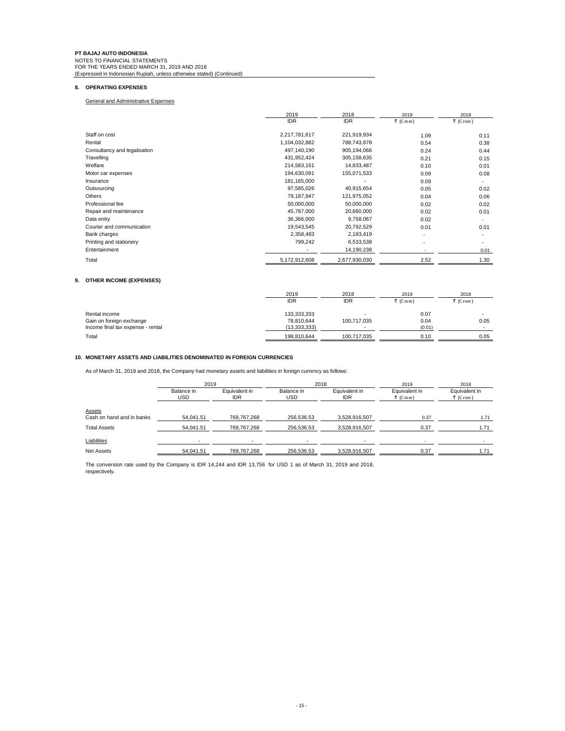**PT BAJAJ AUTO INDONESIA**
NOTES TO FINANCIAL STATEMENTS
FOR THE YEARS ENDED MARCH 31, 2019 AND 2018
(Expressed in Indonesian Rupiah, unless otherwise stated) (Continued)

## 8. OPERATING EXPENSES

General and Administrative Expenses

| | 2019 IDR | 2018 IDR | 2019 ₹ (Crore) | 2018 ₹ (Crore) |
|---|---|---|---|---|
| Staff on cost | 2,217,781,617 | 221,919,934 | 1.09 | 0.11 |
| Rental | 1,104,032,882 | 788,743,878 | 0.54 | 0.38 |
| Consultancy and legalisation | 497,140,190 | 905,194,066 | 0.24 | 0.44 |
| Travelling | 431,952,424 | 305,158,635 | 0.21 | 0.15 |
| Welfare | 214,583,161 | 14,833,487 | 0.10 | 0.01 |
| Motor car expenses | 194,630,091 | 155,071,533 | 0.09 | 0.08 |
| Insurance | 181,165,000 | - | 0.09 | - |
| Outsourcing | 97,585,026 | 40,915,654 | 0.05 | 0.02 |
| Others | 79,187,947 | 121,975,052 | 0.04 | 0.06 |
| Professional fee | 50,000,000 | 50,000,000 | 0.02 | 0.02 |
| Repair and maintenance | 45,787,000 | 20,660,000 | 0.02 | 0.01 |
| Data entry | 36,366,000 | 9,758,067 | 0.02 | - |
| Courier and communication | 19,543,545 | 20,792,529 | 0.01 | 0.01 |
| Bank charges | 2,358,483 | 2,183,419 | - | - |
| Printing and stationery | 799,242 | 6,533,538 | - | - |
| Entertainment | - | 14,190,238 | - | 0.01 |
| Total | 5,172,912,608 | 2,677,930,030 | 2.52 | 1.30 |

## 9. OTHER INCOME (EXPENSES)

| | 2019 IDR | 2018 IDR | 2019 ₹ (Crore) | 2018 ₹ (Crore) |
|---|---|---|---|---|
| Rental income | 133,333,333 | - | 0.07 | - |
| Gain on foreign exchange | 78,810,644 | 100,717,035 | 0.04 | 0.05 |
| Income final tax expense - rental | (13,333,333) | - | (0.01) | - |
| Total | 198,810,644 | 100,717,035 | 0.10 | 0.05 |

## 10. MONETARY ASSETS AND LIABILITIES DENOMINATED IN FOREIGN CURRENCIES

As of March 31, 2019 and 2018, the Company had monetary assets and liabilities in foreign currency as follows:

| | 2019 | | 2018 | | 2019 | 2018 |
|---|---|---|---|---|---|---|
| | Balance in USD | Equivalent in IDR | Balance in USD | Equivalent in IDR | Equivalent in ₹ (Crore) | Equivalent in ₹ (Crore) |
| Assets | | | | | | |
| Cash on hand and in banks | 54,041.51 | 769,767,268 | 256,536.53 | 3,528,916,507 | 0.37 | 1.71 |
| Total Assets | 54,041.51 | 769,767,268 | 256,536.53 | 3,528,916,507 | 0.37 | 1.71 |
| Liabilities | - | - | - | - | - | - |
| Net Assets | 54,041.51 | 769,767,268 | 256,536.53 | 3,528,916,507 | 0.37 | 1.71 |

The conversion rate used by the Company is IDR 14,244 and IDR 13,756 for USD 1 as of March 31, 2019 and 2018, respectively.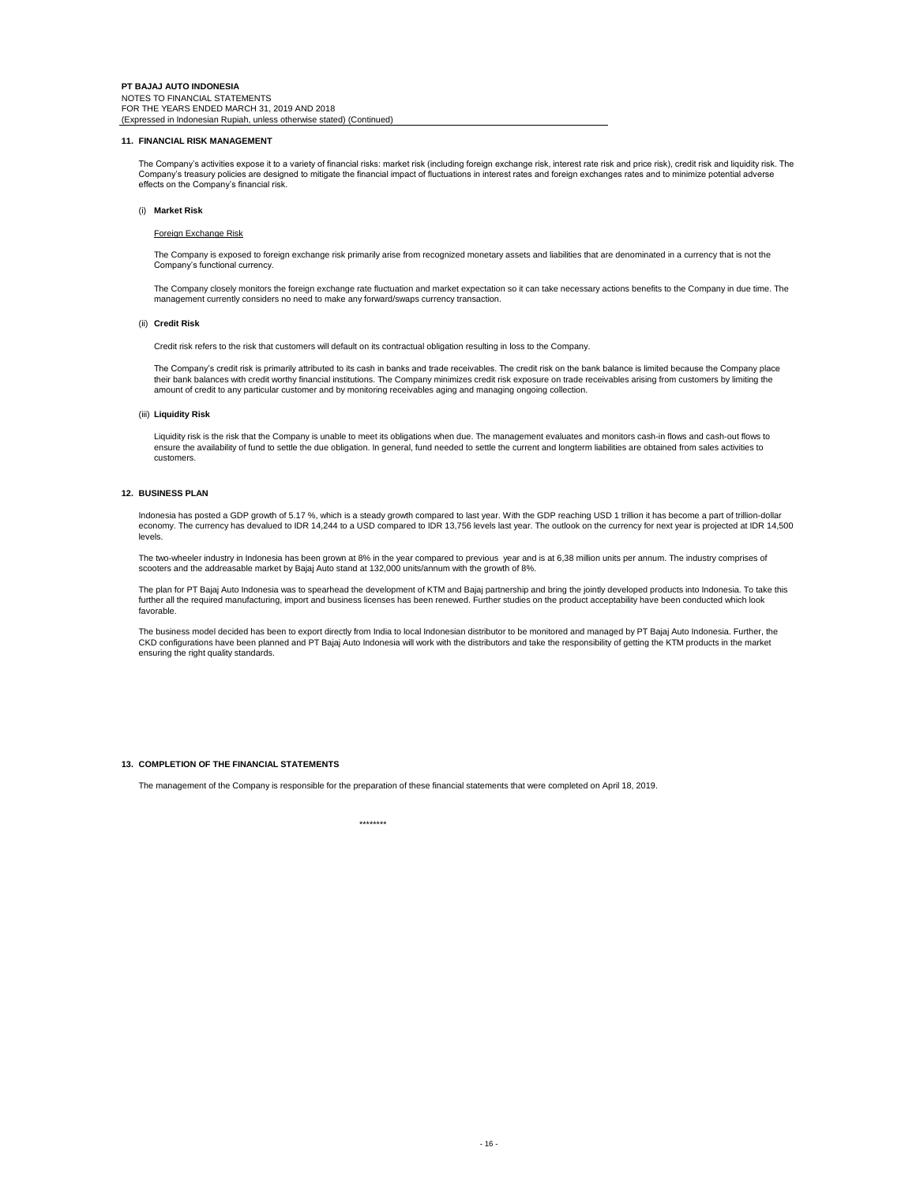## 11. FINANCIAL RISK MANAGEMENT

The Company's activities expose it to a variety of financial risks: market risk (including foreign exchange risk, interest rate risk and price risk), credit risk and liquidity risk. The Company's treasury policies are designed to mitigate the financial impact of fluctuations in interest rates and foreign exchanges rates and to minimize potential adverse effects on the Company's financial risk.

(i) **Market Risk**

Foreign Exchange Risk

The Company is exposed to foreign exchange risk primarily arise from recognized monetary assets and liabilities that are denominated in a currency that is not the Company's functional currency.

The Company closely monitors the foreign exchange rate fluctuation and market expectation so it can take necessary actions benefits to the Company in due time. The management currently considers no need to make any forward/swaps currency transaction.

(ii) **Credit Risk**

Credit risk refers to the risk that customers will default on its contractual obligation resulting in loss to the Company.

The Company's credit risk is primarily attributed to its cash in banks and trade receivables. The credit risk on the bank balance is limited because the Company place their bank balances with credit worthy financial institutions. The Company minimizes credit risk exposure on trade receivables arising from customers by limiting the amount of credit to any particular customer and by monitoring receivables aging and managing ongoing collection.

(iii) **Liquidity Risk**

Liquidity risk is the risk that the Company is unable to meet its obligations when due. The management evaluates and monitors cash-in flows and cash-out flows to ensure the availability of fund to settle the due obligation. In general, fund needed to settle the current and longterm liabilities are obtained from sales activities to customers.

## 12. BUSINESS PLAN

Indonesia has posted a GDP growth of 5.17 %, which is a steady growth compared to last year. With the GDP reaching USD 1 trillion it has become a part of trillion-dollar economy. The currency has devalued to IDR 14,244 to a USD compared to IDR 13,756 levels last year. The outlook on the currency for next year is projected at IDR 14,500 levels.

The two-wheeler industry in Indonesia has been grown at 8% in the year compared to previous year and is at 6,38 million units per annum. The industry comprises of scooters and the addreasable market by Bajaj Auto stand at 132,000 units/annum with the growth of 8%.

The plan for PT Bajaj Auto Indonesia was to spearhead the development of KTM and Bajaj partnership and bring the jointly developed products into Indonesia. To take this further all the required manufacturing, import and business licenses has been renewed. Further studies on the product acceptability have been conducted which look favorable.

The business model decided has been to export directly from India to local Indonesian distributor to be monitored and managed by PT Bajaj Auto Indonesia. Further, the CKD configurations have been planned and PT Bajaj Auto Indonesia will work with the distributors and take the responsibility of getting the KTM products in the market ensuring the right quality standards.

## 13. COMPLETION OF THE FINANCIAL STATEMENTS

The management of the Company is responsible for the preparation of these financial statements that were completed on April 18, 2019.

********